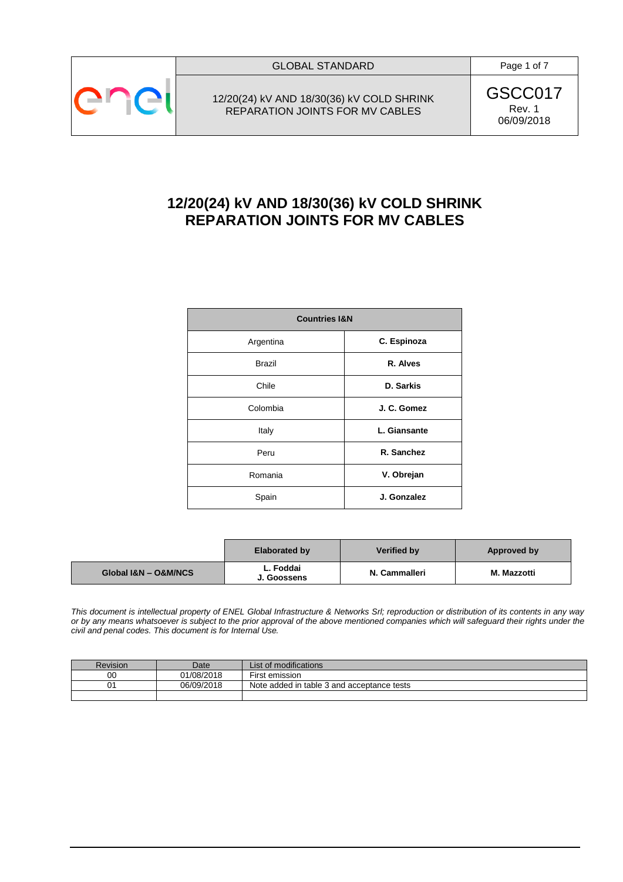# 12/20(24) kV AND 18/30(36) kV COLD SHRINK REPARATION JOINTS FOR MV CABLES

| Countries I&N | |
|---|---|
| Argentina | **C. Espinoza** |
| Brazil | **R. Alves** |
| Chile | **D. Sarkis** |
| Colombia | **J. C. Gomez** |
| Italy | **L. Giansante** |
| Peru | **R. Sanchez** |
| Romania | **V. Obrejan** |
| Spain | **J. Gonzalez** |

| | Elaborated by | Verified by | Approved by |
|---|---|---|---|
| **Global I&N – O&M/NCS** | **L. Foddai**<br>**J. Goossens** | **N. Cammalleri** | **M. Mazzotti** |

*This document is intellectual property of ENEL Global Infrastructure & Networks Srl; reproduction or distribution of its contents in any way or by any means whatsoever is subject to the prior approval of the above mentioned companies which will safeguard their rights under the civil and penal codes. This document is for Internal Use.*

| Revision | Date | List of modifications |
|---|---|---|
| 00 | 01/08/2018 | First emission |
| 01 | 06/09/2018 | Note added in table 3 and acceptance tests |
| | | |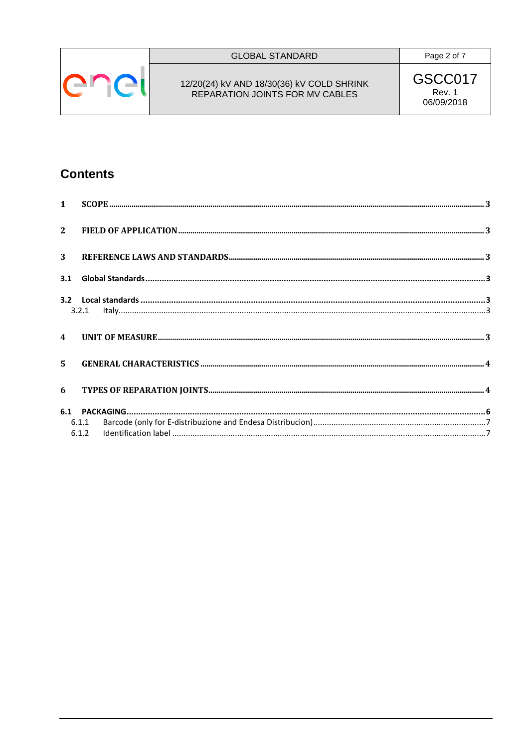## Contents

1 SCOPE ........ 3

2 FIELD OF APPLICATION ........ 3

3 REFERENCE LAWS AND STANDARDS ........ 3

3.1 Global Standards ........ 3

3.2 Local standards ........ 3

3.2.1 Italy ........ 3

4 UNIT OF MEASURE ........ 3

5 GENERAL CHARACTERISTICS ........ 4

6 TYPES OF REPARATION JOINTS ........ 4

6.1 PACKAGING ........ 6

6.1.1 Barcode (only for E-distribuzione and Endesa Distribucion) ........ 7

6.1.2 Identification label ........ 7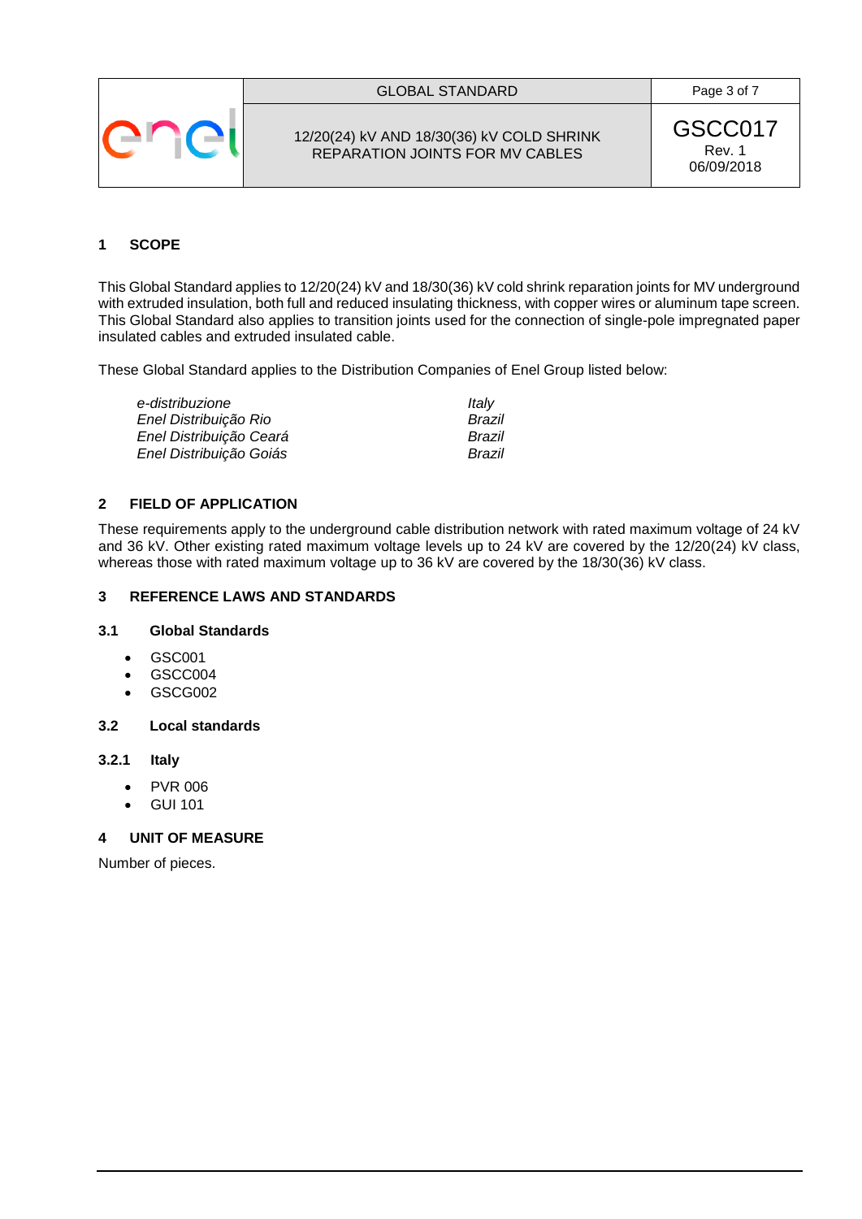## 1 SCOPE

This Global Standard applies to 12/20(24) kV and 18/30(36) kV cold shrink reparation joints for MV underground with extruded insulation, both full and reduced insulating thickness, with copper wires or aluminum tape screen. This Global Standard also applies to transition joints used for the connection of single-pole impregnated paper insulated cables and extruded insulated cable.

These Global Standard applies to the Distribution Companies of Enel Group listed below:

| | |
|---|---|
| *e-distribuzione* | *Italy* |
| *Enel Distribuição Rio* | *Brazil* |
| *Enel Distribuição Ceará* | *Brazil* |
| *Enel Distribuição Goiás* | *Brazil* |

## 2 FIELD OF APPLICATION

These requirements apply to the underground cable distribution network with rated maximum voltage of 24 kV and 36 kV. Other existing rated maximum voltage levels up to 24 kV are covered by the 12/20(24) kV class, whereas those with rated maximum voltage up to 36 kV are covered by the 18/30(36) kV class.

## 3 REFERENCE LAWS AND STANDARDS

### 3.1 Global Standards

- GSC001
- GSCC004
- GSCG002

### 3.2 Local standards

#### 3.2.1 Italy

- PVR 006
- GUI 101

## 4 UNIT OF MEASURE

Number of pieces.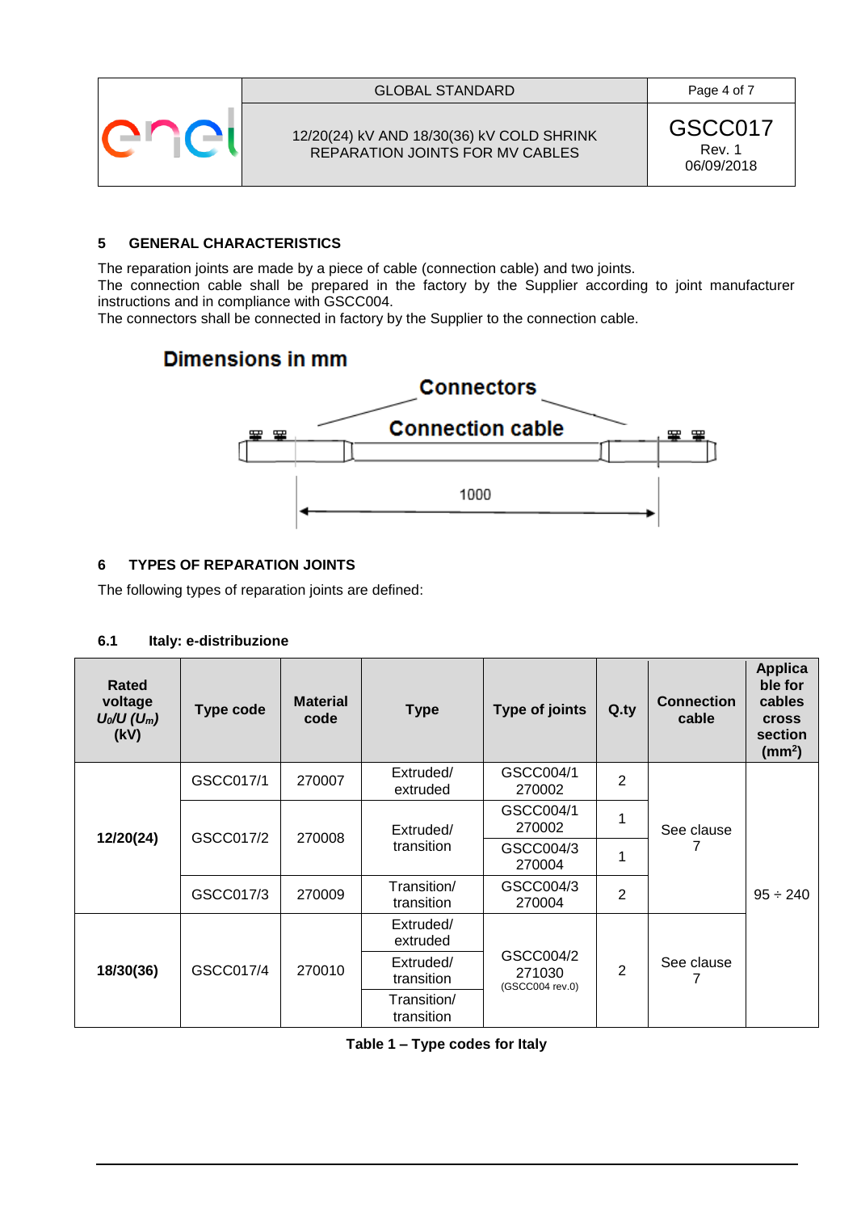## 5 GENERAL CHARACTERISTICS

The reparation joints are made by a piece of cable (connection cable) and two joints.
The connection cable shall be prepared in the factory by the Supplier according to joint manufacturer instructions and in compliance with GSCC004.
The connectors shall be connected in factory by the Supplier to the connection cable.

Dimensions in mm

Connectors

Connection cable

1000

## 6 TYPES OF REPARATION JOINTS

The following types of reparation joints are defined:

### 6.1 Italy: e-distribuzione

| Rated voltage $U_0/U$ ($U_m$) (kV) | Type code | Material code | Type | Type of joints | Q.ty | Connection cable | Applicable for cables cross section (mm$^2$) |
|---|---|---|---|---|---|---|---|
| 12/20(24) | GSCC017/1 | 270007 | Extruded/ extruded | GSCC004/1 270002 | 2 | See clause 7 | 95 ÷ 240 |
| | GSCC017/2 | 270008 | Extruded/ transition | GSCC004/1 270002 | 1 | | |
| | | | | GSCC004/3 270004 | 1 | | |
| | GSCC017/3 | 270009 | Transition/ transition | GSCC004/3 270004 | 2 | | |
| 18/30(36) | GSCC017/4 | 270010 | Extruded/ extruded | GSCC004/2 271030 (GSCC004 rev.0) | 2 | See clause 7 | |
| | | | Extruded/ transition | | | | |
| | | | Transition/ transition | | | | |

**Table 1 – Type codes for Italy**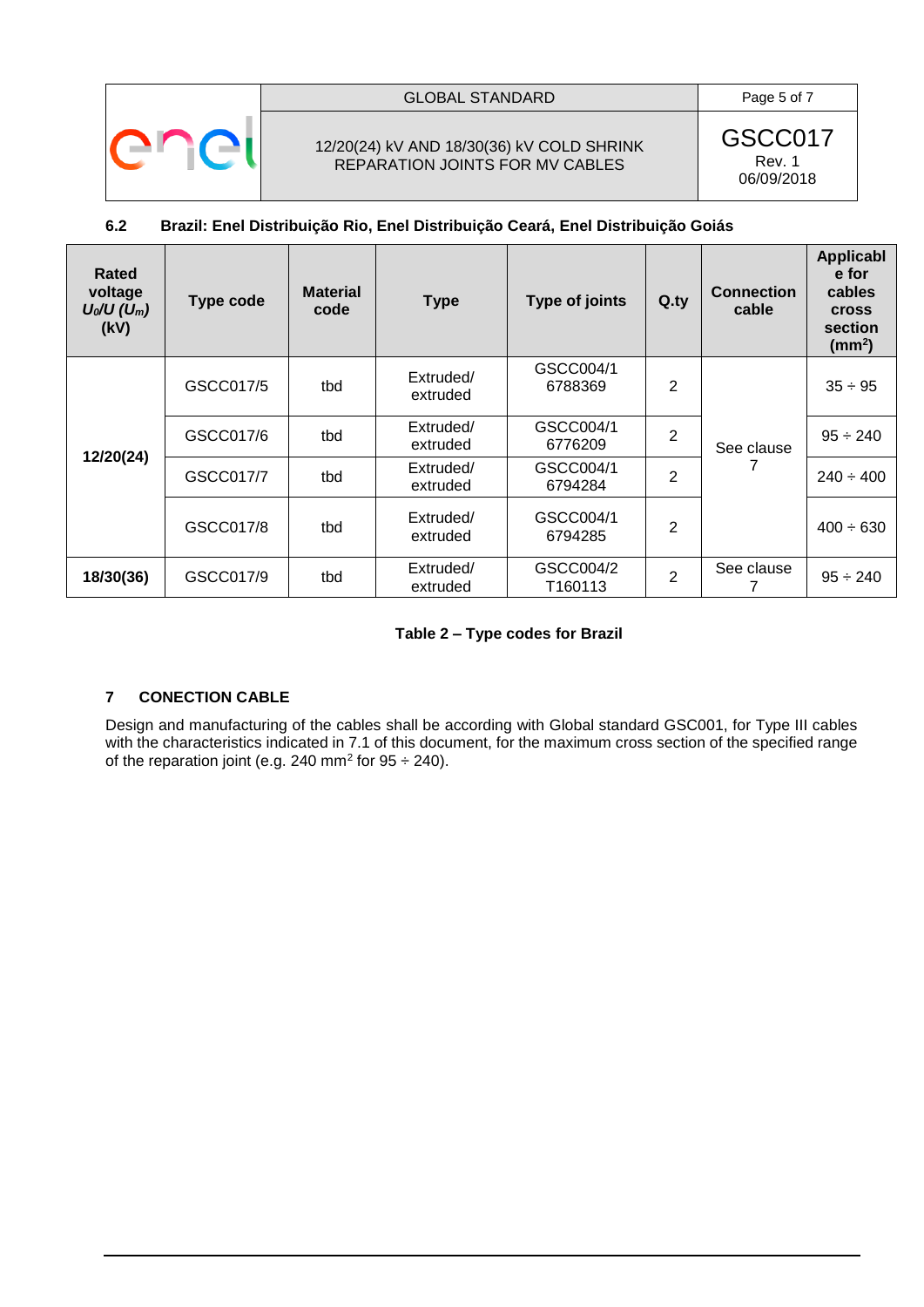### 6.2 Brazil: Enel Distribuição Rio, Enel Distribuição Ceará, Enel Distribuição Goiás

| Rated voltage $U_0/U$ $(U_m)$ (kV) | Type code | Material code | Type | Type of joints | Q.ty | Connection cable | Applicable for cables cross section (mm$^2$) |
|---|---|---|---|---|---|---|---|
| 12/20(24) | GSCC017/5 | tbd | Extruded/ extruded | GSCC004/1 6788369 | 2 | See clause 7 | 35 ÷ 95 |
| | GSCC017/6 | tbd | Extruded/ extruded | GSCC004/1 6776209 | 2 | | 95 ÷ 240 |
| | GSCC017/7 | tbd | Extruded/ extruded | GSCC004/1 6794284 | 2 | | 240 ÷ 400 |
| | GSCC017/8 | tbd | Extruded/ extruded | GSCC004/1 6794285 | 2 | | 400 ÷ 630 |
| 18/30(36) | GSCC017/9 | tbd | Extruded/ extruded | GSCC004/2 T160113 | 2 | See clause 7 | 95 ÷ 240 |

**Table 2 – Type codes for Brazil**

## 7 CONECTION CABLE

Design and manufacturing of the cables shall be according with Global standard GSC001, for Type III cables with the characteristics indicated in 7.1 of this document, for the maximum cross section of the specified range of the reparation joint (e.g. 240 mm$^2$ for 95 ÷ 240).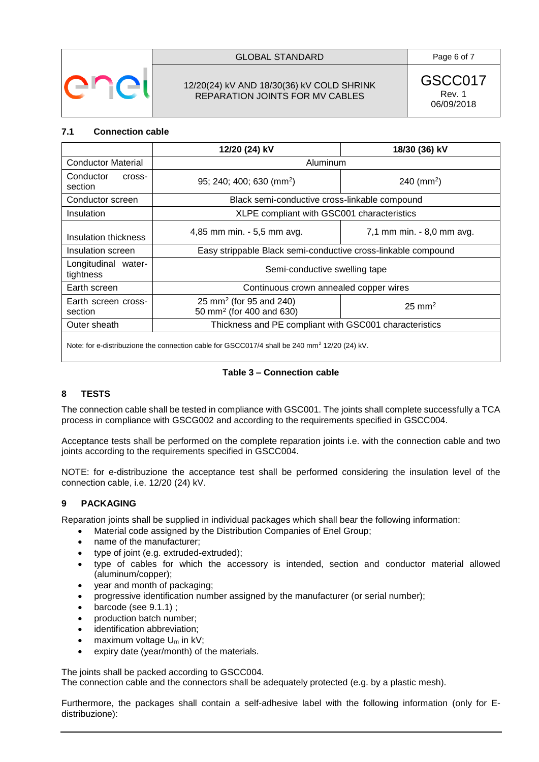### 7.1 Connection cable

| | 12/20 (24) kV | 18/30 (36) kV |
|---|---|---|
| Conductor Material | Aluminum | |
| Conductor cross-section | 95; 240; 400; 630 (mm$^2$) | 240 (mm$^2$) |
| Conductor screen | Black semi-conductive cross-linkable compound | |
| Insulation | XLPE compliant with GSC001 characteristics | |
| Insulation thickness | 4,85 mm min. - 5,5 mm avg. | 7,1 mm min. - 8,0 mm avg. |
| Insulation screen | Easy strippable Black semi-conductive cross-linkable compound | |
| Longitudinal water-tightness | Semi-conductive swelling tape | |
| Earth screen | Continuous crown annealed copper wires | |
| Earth screen cross-section | 25 mm$^2$ (for 95 and 240)<br>50 mm$^2$ (for 400 and 630) | 25 mm$^2$ |
| Outer sheath | Thickness and PE compliant with GSC001 characteristics | |
| Note: for e-distribuzione the connection cable for GSCC017/4 shall be 240 mm$^2$ 12/20 (24) kV. | | |

**Table 3 – Connection cable**

## 8 TESTS

The connection cable shall be tested in compliance with GSC001. The joints shall complete successfully a TCA process in compliance with GSCG002 and according to the requirements specified in GSCC004.

Acceptance tests shall be performed on the complete reparation joints i.e. with the connection cable and two joints according to the requirements specified in GSCC004.

NOTE: for e-distribuzione the acceptance test shall be performed considering the insulation level of the connection cable, i.e. 12/20 (24) kV.

## 9 PACKAGING

Reparation joints shall be supplied in individual packages which shall bear the following information:

- Material code assigned by the Distribution Companies of Enel Group;
- name of the manufacturer;
- type of joint (e.g. extruded-extruded);
- type of cables for which the accessory is intended, section and conductor material allowed (aluminum/copper);
- year and month of packaging;
- progressive identification number assigned by the manufacturer (or serial number);
- barcode (see 9.1.1) ;
- production batch number;
- identification abbreviation;
- maximum voltage $U_m$ in kV;
- expiry date (year/month) of the materials.

The joints shall be packed according to GSCC004.
The connection cable and the connectors shall be adequately protected (e.g. by a plastic mesh).

Furthermore, the packages shall contain a self-adhesive label with the following information (only for E-distribuzione):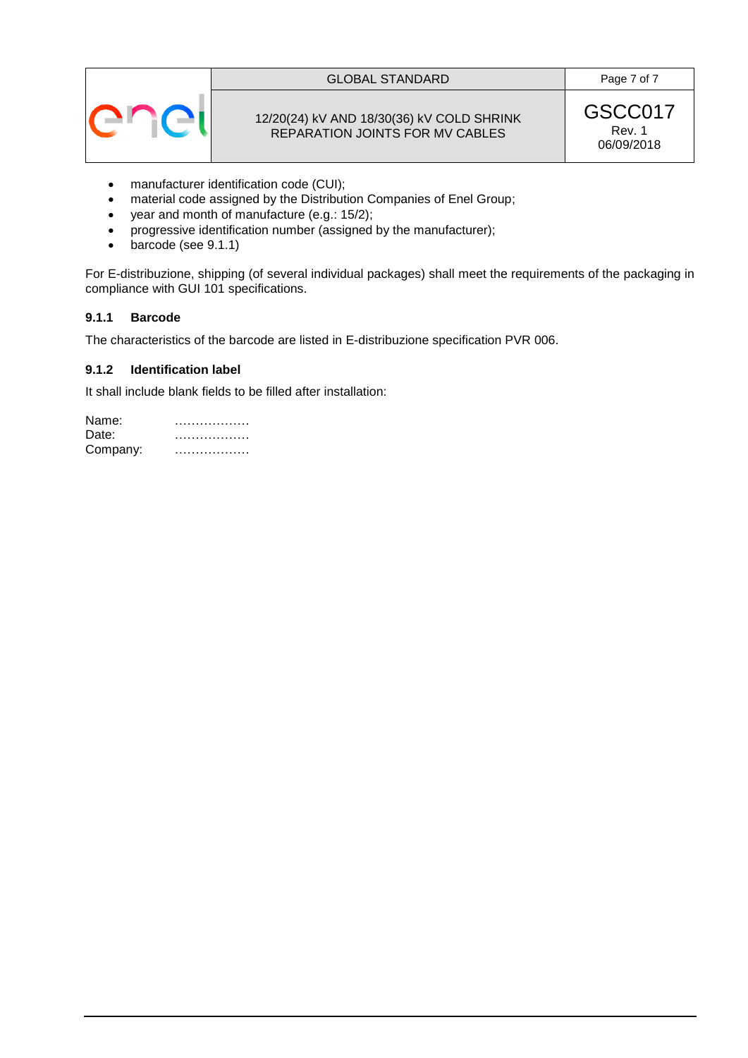- manufacturer identification code (CUI);
- material code assigned by the Distribution Companies of Enel Group;
- year and month of manufacture (e.g.: 15/2);
- progressive identification number (assigned by the manufacturer);
- barcode (see 9.1.1)

For E-distribuzione, shipping (of several individual packages) shall meet the requirements of the packaging in compliance with GUI 101 specifications.

#### 9.1.1 Barcode

The characteristics of the barcode are listed in E-distribuzione specification PVR 006.

#### 9.1.2 Identification label

It shall include blank fields to be filled after installation:

Name: ………………
Date: ………………
Company: ………………